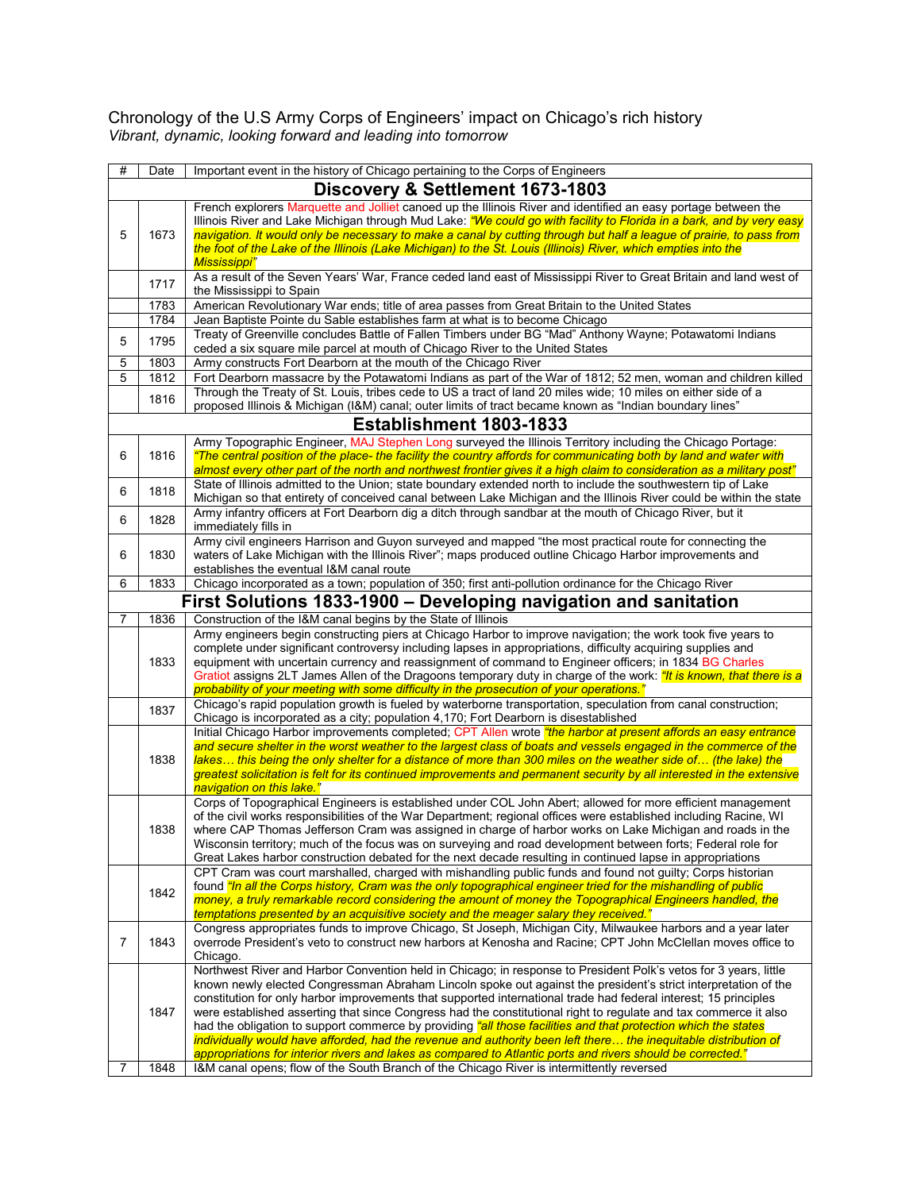Chronology of the U.S Army Corps of Engineers' impact on Chicago's rich history
*Vibrant, dynamic, looking forward and leading into tomorrow*

| # | Date | Important event in the history of Chicago pertaining to the Corps of Engineers |
|---|---|---|
| **Discovery & Settlement 1673-1803** | | |
| 5 | 1673 | French explorers Marquette and Jolliet canoed up the Illinois River and identified an easy portage between the Illinois River and Lake Michigan through Mud Lake: *"We could go with facility to Florida in a bark, and by very easy navigation. It would only be necessary to make a canal by cutting through but half a league of prairie, to pass from the foot of the Lake of the Illinois (Lake Michigan) to the St. Louis (Illinois) River, which empties into the Mississippi"* |
| | 1717 | As a result of the Seven Years' War, France ceded land east of Mississippi River to Great Britain and land west of the Mississippi to Spain |
| | 1783 | American Revolutionary War ends; title of area passes from Great Britain to the United States |
| | 1784 | Jean Baptiste Pointe du Sable establishes farm at what is to become Chicago |
| 5 | 1795 | Treaty of Greenville concludes Battle of Fallen Timbers under BG "Mad" Anthony Wayne; Potawatomi Indians ceded a six square mile parcel at mouth of Chicago River to the United States |
| 5 | 1803 | Army constructs Fort Dearborn at the mouth of the Chicago River |
| 5 | 1812 | Fort Dearborn massacre by the Potawatomi Indians as part of the War of 1812; 52 men, woman and children killed |
| | 1816 | Through the Treaty of St. Louis, tribes cede to US a tract of land 20 miles wide; 10 miles on either side of a proposed Illinois & Michigan (I&M) canal; outer limits of tract became known as "Indian boundary lines" |
| **Establishment 1803-1833** | | |
| 6 | 1816 | Army Topographic Engineer, MAJ Stephen Long surveyed the Illinois Territory including the Chicago Portage: *"The central position of the place- the facility the country affords for communicating both by land and water with almost every other part of the north and northwest frontier gives it a high claim to consideration as a military post"* |
| 6 | 1818 | State of Illinois admitted to the Union; state boundary extended north to include the southwestern tip of Lake Michigan so that entirety of conceived canal between Lake Michigan and the Illinois River could be within the state |
| 6 | 1828 | Army infantry officers at Fort Dearborn dig a ditch through sandbar at the mouth of Chicago River, but it immediately fills in |
| 6 | 1830 | Army civil engineers Harrison and Guyon surveyed and mapped "the most practical route for connecting the waters of Lake Michigan with the Illinois River"; maps produced outline Chicago Harbor improvements and establishes the eventual I&M canal route |
| 6 | 1833 | Chicago incorporated as a town; population of 350; first anti-pollution ordinance for the Chicago River |
| **First Solutions 1833-1900 – Developing navigation and sanitation** | | |
| 7 | 1836 | Construction of the I&M canal begins by the State of Illinois |
| | 1833 | Army engineers begin constructing piers at Chicago Harbor to improve navigation; the work took five years to complete under significant controversy including lapses in appropriations, difficulty acquiring supplies and equipment with uncertain currency and reassignment of command to Engineer officers; in 1834 BG Charles Gratiot assigns 2LT James Allen of the Dragoons temporary duty in charge of the work: *"It is known, that there is a probability of your meeting with some difficulty in the prosecution of your operations."* |
| | 1837 | Chicago's rapid population growth is fueled by waterborne transportation, speculation from canal construction; Chicago is incorporated as a city; population 4,170; Fort Dearborn is disestablished |
| | 1838 | Initial Chicago Harbor improvements completed; CPT Allen wrote *"the harbor at present affords an easy entrance and secure shelter in the worst weather to the largest class of boats and vessels engaged in the commerce of the lakes… this being the only shelter for a distance of more than 300 miles on the weather side of… (the lake) the greatest solicitation is felt for its continued improvements and permanent security by all interested in the extensive navigation on this lake."* |
| | 1838 | Corps of Topographical Engineers is established under COL John Abert; allowed for more efficient management of the civil works responsibilities of the War Department; regional offices were established including Racine, WI where CAP Thomas Jefferson Cram was assigned in charge of harbor works on Lake Michigan and roads in the Wisconsin territory; much of the focus was on surveying and road development between forts; Federal role for Great Lakes harbor construction debated for the next decade resulting in continued lapse in appropriations |
| | 1842 | CPT Cram was court marshalled, charged with mishandling public funds and found not guilty; Corps historian found *"In all the Corps history, Cram was the only topographical engineer tried for the mishandling of public money, a truly remarkable record considering the amount of money the Topographical Engineers handled, the temptations presented by an acquisitive society and the meager salary they received."* |
| 7 | 1843 | Congress appropriates funds to improve Chicago, St Joseph, Michigan City, Milwaukee harbors and a year later overrode President's veto to construct new harbors at Kenosha and Racine; CPT John McClellan moves office to Chicago. |
| | 1847 | Northwest River and Harbor Convention held in Chicago; in response to President Polk's vetos for 3 years, little known newly elected Congressman Abraham Lincoln spoke out against the president's strict interpretation of the constitution for only harbor improvements that supported international trade had federal interest; 15 principles were established asserting that since Congress had the constitutional right to regulate and tax commerce it also had the obligation to support commerce by providing *"all those facilities and that protection which the states individually would have afforded, had the revenue and authority been left there… the inequitable distribution of appropriations for interior rivers and lakes as compared to Atlantic ports and rivers should be corrected."* |
| 7 | 1848 | I&M canal opens; flow of the South Branch of the Chicago River is intermittently reversed |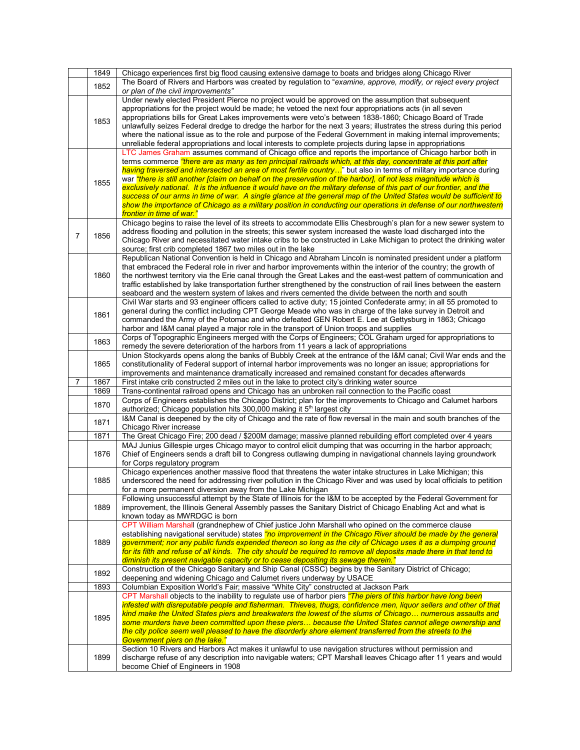|  |  |  |
|---|---|---|
|  | 1849 | Chicago experiences first big flood causing extensive damage to boats and bridges along Chicago River |
|  | 1852 | The Board of Rivers and Harbors was created by regulation to "*examine, approve, modify, or reject every project or plan of the civil improvements*" |
|  | 1853 | Under newly elected President Pierce no project would be approved on the assumption that subsequent appropriations for the project would be made; he vetoed the next four appropriations acts (in all seven appropriations bills for Great Lakes improvements were veto's between 1838-1860; Chicago Board of Trade unlawfully seizes Federal dredge to dredge the harbor for the next 3 years; illustrates the stress during this period where the national issue as to the role and purpose of the Federal Government in making internal improvements; unreliable federal appropriations and local interests to complete projects during lapse in appropriations |
|  | 1855 | LTC James Graham assumes command of Chicago office and reports the importance of Chicago harbor both in terms commerce *"there are as many as ten principal railroads which, at this day, concentrate at this port after having traversed and intersected an area of most fertile country…"* but also in terms of military importance during war *"there is still another [claim on behalf on the preservation of the harbor], of not less magnitude which is exclusively national. It is the influence it would have on the military defense of this part of our frontier, and the success of our arms in time of war. A single glance at the general map of the United States would be sufficient to show the importance of Chicago as a military position in conducting our operations in defense of our northwestern frontier in time of war."* |
| 7 | 1856 | Chicago begins to raise the level of its streets to accommodate Ellis Chesbrough's plan for a new sewer system to address flooding and pollution in the streets; this sewer system increased the waste load discharged into the Chicago River and necessitated water intake cribs to be constructed in Lake Michigan to protect the drinking water source; first crib completed 1867 two miles out in the lake |
|  | 1860 | Republican National Convention is held in Chicago and Abraham Lincoln is nominated president under a platform that embraced the Federal role in river and harbor improvements within the interior of the country; the growth of the northwest territory via the Erie canal through the Great Lakes and the east-west pattern of communication and traffic established by lake transportation further strengthened by the construction of rail lines between the eastern seaboard and the western system of lakes and rivers cemented the divide between the north and south |
|  | 1861 | Civil War starts and 93 engineer officers called to active duty; 15 jointed Confederate army; in all 55 promoted to general during the conflict including CPT George Meade who was in charge of the lake survey in Detroit and commanded the Army of the Potomac and who defeated GEN Robert E. Lee at Gettysburg in 1863; Chicago harbor and I&M canal played a major role in the transport of Union troops and supplies |
|  | 1863 | Corps of Topographic Engineers merged with the Corps of Engineers; COL Graham urged for appropriations to remedy the severe deterioration of the harbors from 11 years a lack of appropriations |
|  | 1865 | Union Stockyards opens along the banks of Bubbly Creek at the entrance of the I&M canal; Civil War ends and the constitutionality of Federal support of internal harbor improvements was no longer an issue; appropriations for improvements and maintenance dramatically increased and remained constant for decades afterwards |
| 7 | 1867 | First intake crib constructed 2 miles out in the lake to protect city's drinking water source |
|  | 1869 | Trans-continental railroad opens and Chicago has an unbroken rail connection to the Pacific coast |
|  | 1870 | Corps of Engineers establishes the Chicago District; plan for the improvements to Chicago and Calumet harbors authorized; Chicago population hits 300,000 making it 5th largest city |
|  | 1871 | I&M Canal is deepened by the city of Chicago and the rate of flow reversal in the main and south branches of the Chicago River increase |
|  | 1871 | The Great Chicago Fire; 200 dead / $200M damage; massive planned rebuilding effort completed over 4 years |
|  | 1876 | MAJ Junius Gillespie urges Chicago mayor to control elicit dumping that was occurring in the harbor approach; Chief of Engineers sends a draft bill to Congress outlawing dumping in navigational channels laying groundwork for Corps regulatory program |
|  | 1885 | Chicago experiences another massive flood that threatens the water intake structures in Lake Michigan; this underscored the need for addressing river pollution in the Chicago River and was used by local officials to petition for a more permanent diversion away from the Lake Michigan |
|  | 1889 | Following unsuccessful attempt by the State of Illinois for the I&M to be accepted by the Federal Government for improvement, the Illinois General Assembly passes the Sanitary District of Chicago Enabling Act and what is known today as MWRDGC is born |
|  | 1889 | CPT William Marshall (grandnephew of Chief justice John Marshall who opined on the commerce clause establishing navigational servitude) states *"no improvement in the Chicago River should be made by the general government; nor any public funds expended thereon so long as the city of Chicago uses it as a dumping ground for its filth and refuse of all kinds. The city should be required to remove all deposits made there in that tend to diminish its present navigable capacity or to cease depositing its sewage therein."* |
|  | 1892 | Construction of the Chicago Sanitary and Ship Canal (CSSC) begins by the Sanitary District of Chicago; deepening and widening Chicago and Calumet rivers underway by USACE |
|  | 1893 | Columbian Exposition World's Fair; massive "White City" constructed at Jackson Park |
|  | 1895 | CPT Marshall objects to the inability to regulate use of harbor piers *"The piers of this harbor have long been infested with disreputable people and fisherman. Thieves, thugs, confidence men, liquor sellers and other of that kind make the United States piers and breakwaters the lowest of the slums of Chicago… numerous assaults and some murders have been committed upon these piers… because the United States cannot allege ownership and the city police seem well pleased to have the disorderly shore element transferred from the streets to the Government piers on the lake."* |
|  | 1899 | Section 10 Rivers and Harbors Act makes it unlawful to use navigation structures without permission and discharge refuse of any description into navigable waters; CPT Marshall leaves Chicago after 11 years and would become Chief of Engineers in 1908 |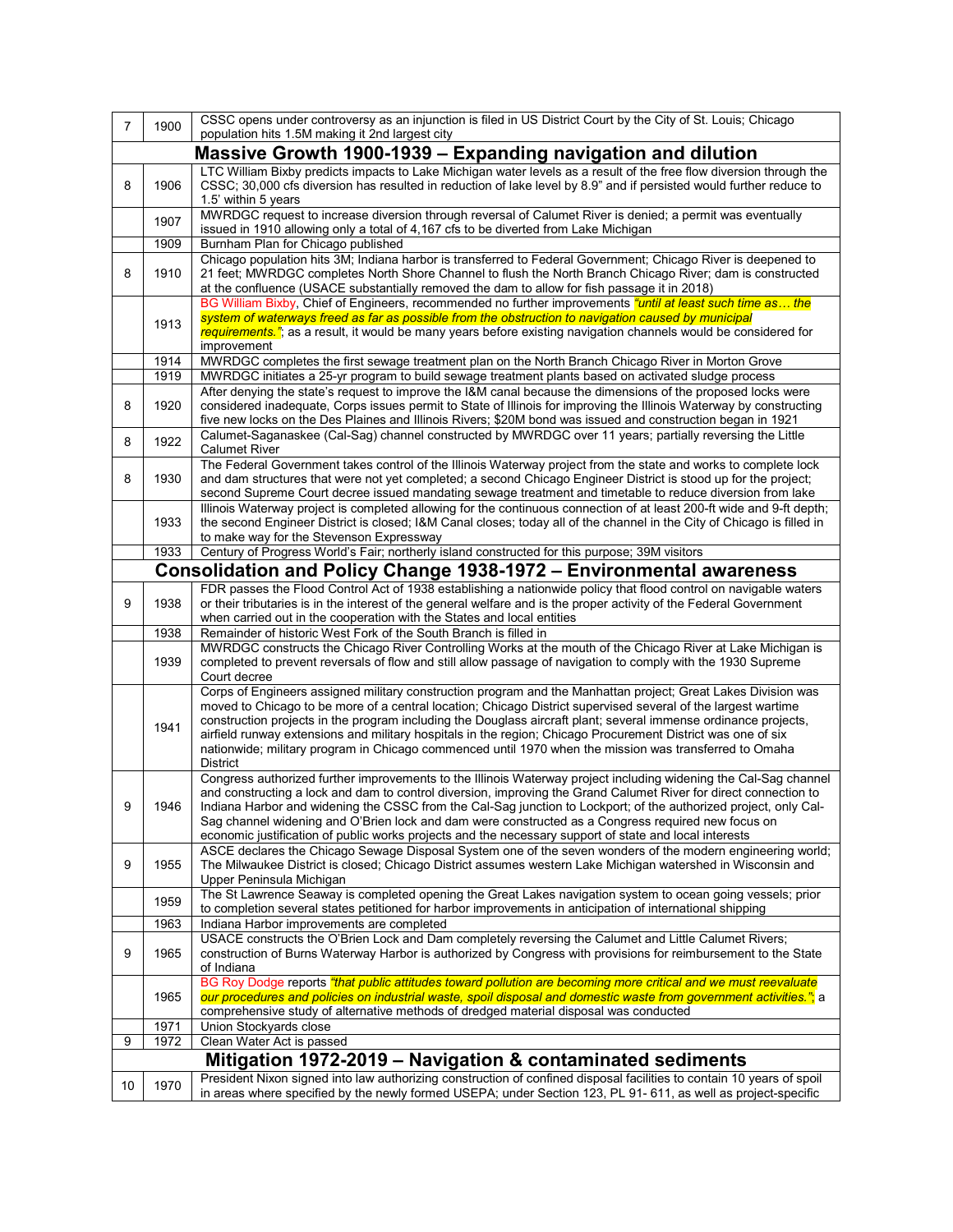| | | |
|---|---|---|
| 7 | 1900 | CSSC opens under controversy as an injunction is filed in US District Court by the City of St. Louis; Chicago population hits 1.5M making it 2nd largest city |
| **Massive Growth 1900-1939 – Expanding navigation and dilution** | | |
| 8 | 1906 | LTC William Bixby predicts impacts to Lake Michigan water levels as a result of the free flow diversion through the CSSC; 30,000 cfs diversion has resulted in reduction of lake level by 8.9" and if persisted would further reduce to 1.5' within 5 years |
| | 1907 | MWRDGC request to increase diversion through reversal of Calumet River is denied; a permit was eventually issued in 1910 allowing only a total of 4,167 cfs to be diverted from Lake Michigan |
| | 1909 | Burnham Plan for Chicago published |
| 8 | 1910 | Chicago population hits 3M; Indiana harbor is transferred to Federal Government; Chicago River is deepened to 21 feet; MWRDGC completes North Shore Channel to flush the North Branch Chicago River; dam is constructed at the confluence (USACE substantially removed the dam to allow for fish passage it in 2018) |
| | 1913 | BG William Bixby, Chief of Engineers, recommended no further improvements *"until at least such time as… the system of waterways freed as far as possible from the obstruction to navigation caused by municipal requirements."*; as a result, it would be many years before existing navigation channels would be considered for improvement |
| | 1914 | MWRDGC completes the first sewage treatment plan on the North Branch Chicago River in Morton Grove |
| | 1919 | MWRDGC initiates a 25-yr program to build sewage treatment plants based on activated sludge process |
| 8 | 1920 | After denying the state's request to improve the I&M canal because the dimensions of the proposed locks were considered inadequate, Corps issues permit to State of Illinois for improving the Illinois Waterway by constructing five new locks on the Des Plaines and Illinois Rivers; $20M bond was issued and construction began in 1921 |
| 8 | 1922 | Calumet-Saganaskee (Cal-Sag) channel constructed by MWRDGC over 11 years; partially reversing the Little Calumet River |
| 8 | 1930 | The Federal Government takes control of the Illinois Waterway project from the state and works to complete lock and dam structures that were not yet completed; a second Chicago Engineer District is stood up for the project; second Supreme Court decree issued mandating sewage treatment and timetable to reduce diversion from lake |
| | 1933 | Illinois Waterway project is completed allowing for the continuous connection of at least 200-ft wide and 9-ft depth; the second Engineer District is closed; I&M Canal closes; today all of the channel in the City of Chicago is filled in to make way for the Stevenson Expressway |
| | 1933 | Century of Progress World's Fair; northerly island constructed for this purpose; 39M visitors |
| **Consolidation and Policy Change 1938-1972 – Environmental awareness** | | |
| 9 | 1938 | FDR passes the Flood Control Act of 1938 establishing a nationwide policy that flood control on navigable waters or their tributaries is in the interest of the general welfare and is the proper activity of the Federal Government when carried out in the cooperation with the States and local entities |
| | 1938 | Remainder of historic West Fork of the South Branch is filled in |
| | 1939 | MWRDGC constructs the Chicago River Controlling Works at the mouth of the Chicago River at Lake Michigan is completed to prevent reversals of flow and still allow passage of navigation to comply with the 1930 Supreme Court decree |
| | 1941 | Corps of Engineers assigned military construction program and the Manhattan project; Great Lakes Division was moved to Chicago to be more of a central location; Chicago District supervised several of the largest wartime construction projects in the program including the Douglass aircraft plant; several immense ordinance projects, airfield runway extensions and military hospitals in the region; Chicago Procurement District was one of six nationwide; military program in Chicago commenced until 1970 when the mission was transferred to Omaha District |
| 9 | 1946 | Congress authorized further improvements to the Illinois Waterway project including widening the Cal-Sag channel and constructing a lock and dam to control diversion, improving the Grand Calumet River for direct connection to Indiana Harbor and widening the CSSC from the Cal-Sag junction to Lockport; of the authorized project, only Cal-Sag channel widening and O'Brien lock and dam were constructed as a Congress required new focus on economic justification of public works projects and the necessary support of state and local interests |
| 9 | 1955 | ASCE declares the Chicago Sewage Disposal System one of the seven wonders of the modern engineering world; The Milwaukee District is closed; Chicago District assumes western Lake Michigan watershed in Wisconsin and Upper Peninsula Michigan |
| | 1959 | The St Lawrence Seaway is completed opening the Great Lakes navigation system to ocean going vessels; prior to completion several states petitioned for harbor improvements in anticipation of international shipping |
| | 1963 | Indiana Harbor improvements are completed |
| 9 | 1965 | USACE constructs the O'Brien Lock and Dam completely reversing the Calumet and Little Calumet Rivers; construction of Burns Waterway Harbor is authorized by Congress with provisions for reimbursement to the State of Indiana |
| | 1965 | BG Roy Dodge reports *"that public attitudes toward pollution are becoming more critical and we must reevaluate our procedures and policies on industrial waste, spoil disposal and domestic waste from government activities."*; a comprehensive study of alternative methods of dredged material disposal was conducted |
| | 1971 | Union Stockyards close |
| 9 | 1972 | Clean Water Act is passed |
| **Mitigation 1972-2019 – Navigation & contaminated sediments** | | |
| 10 | 1970 | President Nixon signed into law authorizing construction of confined disposal facilities to contain 10 years of spoil in areas where specified by the newly formed USEPA; under Section 123, PL 91- 611, as well as project-specific |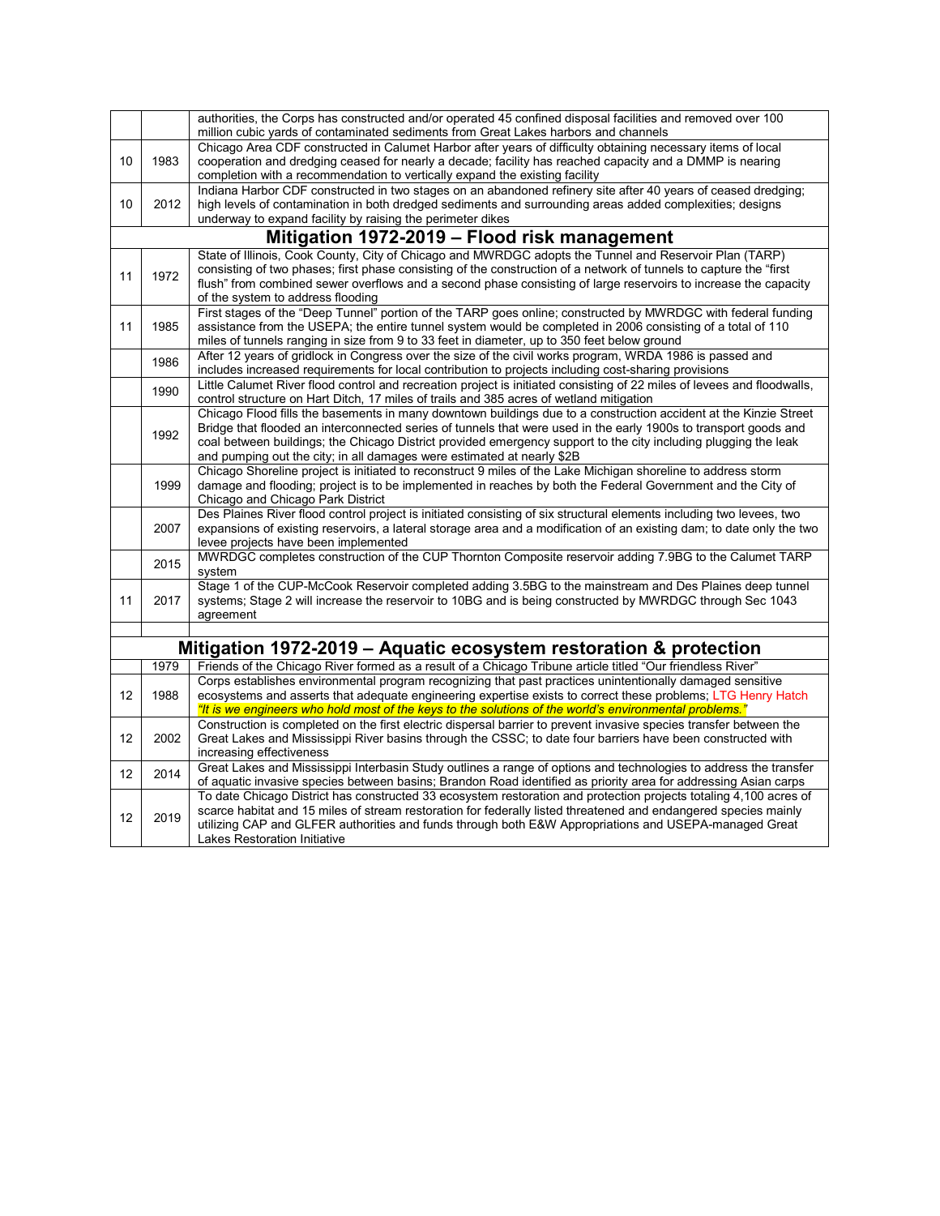| | | |
|---|---|---|
| | | authorities, the Corps has constructed and/or operated 45 confined disposal facilities and removed over 100 million cubic yards of contaminated sediments from Great Lakes harbors and channels |
| 10 | 1983 | Chicago Area CDF constructed in Calumet Harbor after years of difficulty obtaining necessary items of local cooperation and dredging ceased for nearly a decade; facility has reached capacity and a DMMP is nearing completion with a recommendation to vertically expand the existing facility |
| 10 | 2012 | Indiana Harbor CDF constructed in two stages on an abandoned refinery site after 40 years of ceased dredging; high levels of contamination in both dredged sediments and surrounding areas added complexities; designs underway to expand facility by raising the perimeter dikes |
| | | **Mitigation 1972-2019 – Flood risk management** |
| 11 | 1972 | State of Illinois, Cook County, City of Chicago and MWRDGC adopts the Tunnel and Reservoir Plan (TARP) consisting of two phases; first phase consisting of the construction of a network of tunnels to capture the "first flush" from combined sewer overflows and a second phase consisting of large reservoirs to increase the capacity of the system to address flooding |
| 11 | 1985 | First stages of the "Deep Tunnel" portion of the TARP goes online; constructed by MWRDGC with federal funding assistance from the USEPA; the entire tunnel system would be completed in 2006 consisting of a total of 110 miles of tunnels ranging in size from 9 to 33 feet in diameter, up to 350 feet below ground |
| | 1986 | After 12 years of gridlock in Congress over the size of the civil works program, WRDA 1986 is passed and includes increased requirements for local contribution to projects including cost-sharing provisions |
| | 1990 | Little Calumet River flood control and recreation project is initiated consisting of 22 miles of levees and floodwalls, control structure on Hart Ditch, 17 miles of trails and 385 acres of wetland mitigation |
| | 1992 | Chicago Flood fills the basements in many downtown buildings due to a construction accident at the Kinzie Street Bridge that flooded an interconnected series of tunnels that were used in the early 1900s to transport goods and coal between buildings; the Chicago District provided emergency support to the city including plugging the leak and pumping out the city; in all damages were estimated at nearly $2B |
| | 1999 | Chicago Shoreline project is initiated to reconstruct 9 miles of the Lake Michigan shoreline to address storm damage and flooding; project is to be implemented in reaches by both the Federal Government and the City of Chicago and Chicago Park District |
| | 2007 | Des Plaines River flood control project is initiated consisting of six structural elements including two levees, two expansions of existing reservoirs, a lateral storage area and a modification of an existing dam; to date only the two levee projects have been implemented |
| | 2015 | MWRDGC completes construction of the CUP Thornton Composite reservoir adding 7.9BG to the Calumet TARP system |
| 11 | 2017 | Stage 1 of the CUP-McCook Reservoir completed adding 3.5BG to the mainstream and Des Plaines deep tunnel systems; Stage 2 will increase the reservoir to 10BG and is being constructed by MWRDGC through Sec 1043 agreement |
| | | |
| | | **Mitigation 1972-2019 – Aquatic ecosystem restoration & protection** |
| | 1979 | Friends of the Chicago River formed as a result of a Chicago Tribune article titled "Our friendless River" |
| 12 | 1988 | Corps establishes environmental program recognizing that past practices unintentionally damaged sensitive ecosystems and asserts that adequate engineering expertise exists to correct these problems; LTG Henry Hatch *"It is we engineers who hold most of the keys to the solutions of the world's environmental problems."* |
| 12 | 2002 | Construction is completed on the first electric dispersal barrier to prevent invasive species transfer between the Great Lakes and Mississippi River basins through the CSSC; to date four barriers have been constructed with increasing effectiveness |
| 12 | 2014 | Great Lakes and Mississippi Interbasin Study outlines a range of options and technologies to address the transfer of aquatic invasive species between basins; Brandon Road identified as priority area for addressing Asian carps |
| 12 | 2019 | To date Chicago District has constructed 33 ecosystem restoration and protection projects totaling 4,100 acres of scarce habitat and 15 miles of stream restoration for federally listed threatened and endangered species mainly utilizing CAP and GLFER authorities and funds through both E&W Appropriations and USEPA-managed Great Lakes Restoration Initiative |